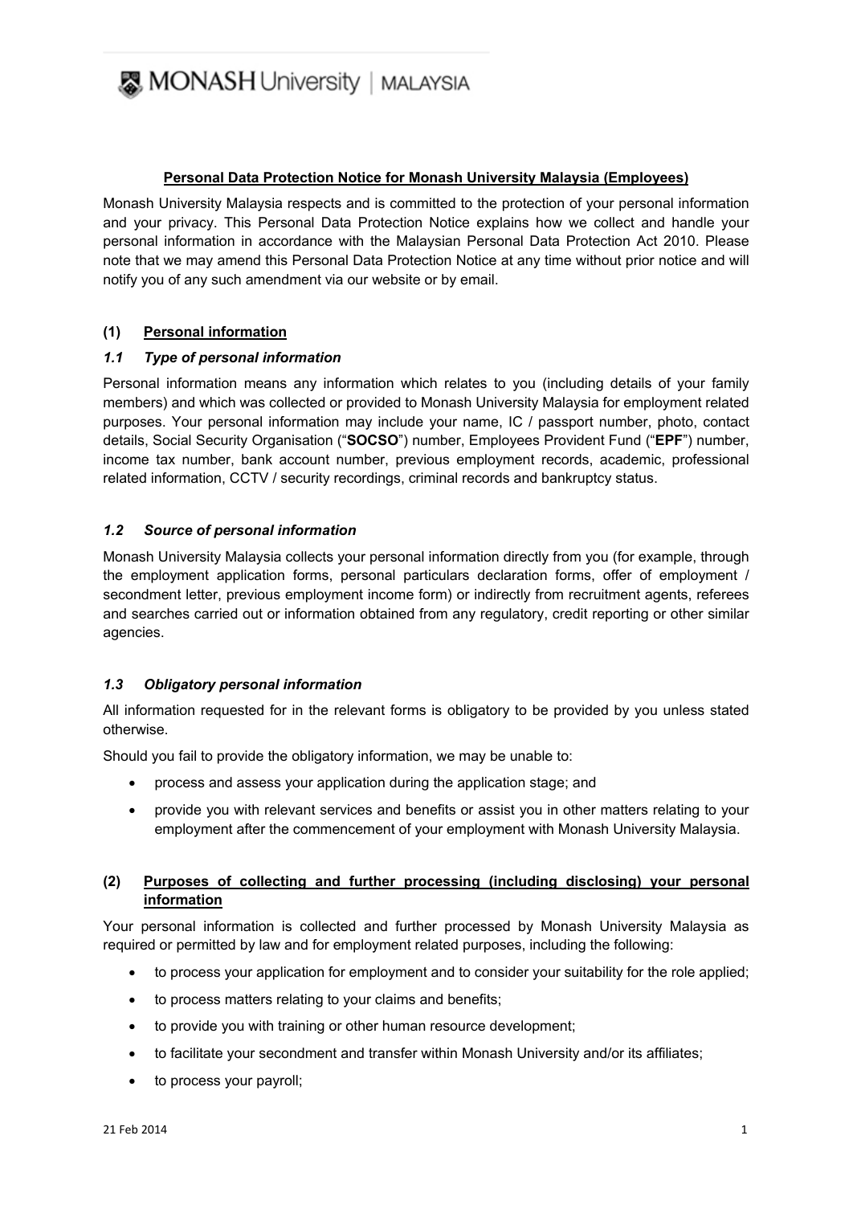MONASH University | MALAYSIA

**Personal Data Protection Notice for Monash University Malaysia (Employees)**

Monash University Malaysia respects and is committed to the protection of your personal information and your privacy. This Personal Data Protection Notice explains how we collect and handle your personal information in accordance with the Malaysian Personal Data Protection Act 2010. Please note that we may amend this Personal Data Protection Notice at any time without prior notice and will notify you of any such amendment via our website or by email.

## (1) Personal information

### *1.1 Type of personal information*

Personal information means any information which relates to you (including details of your family members) and which was collected or provided to Monash University Malaysia for employment related purposes. Your personal information may include your name, IC / passport number, photo, contact details, Social Security Organisation ("**SOCSO**") number, Employees Provident Fund ("**EPF**") number, income tax number, bank account number, previous employment records, academic, professional related information, CCTV / security recordings, criminal records and bankruptcy status.

### *1.2 Source of personal information*

Monash University Malaysia collects your personal information directly from you (for example, through the employment application forms, personal particulars declaration forms, offer of employment / secondment letter, previous employment income form) or indirectly from recruitment agents, referees and searches carried out or information obtained from any regulatory, credit reporting or other similar agencies.

### *1.3 Obligatory personal information*

All information requested for in the relevant forms is obligatory to be provided by you unless stated otherwise.

Should you fail to provide the obligatory information, we may be unable to:

- process and assess your application during the application stage; and
- provide you with relevant services and benefits or assist you in other matters relating to your employment after the commencement of your employment with Monash University Malaysia.

## (2) Purposes of collecting and further processing (including disclosing) your personal information

Your personal information is collected and further processed by Monash University Malaysia as required or permitted by law and for employment related purposes, including the following:

- to process your application for employment and to consider your suitability for the role applied;
- to process matters relating to your claims and benefits;
- to provide you with training or other human resource development;
- to facilitate your secondment and transfer within Monash University and/or its affiliates;
- to process your payroll;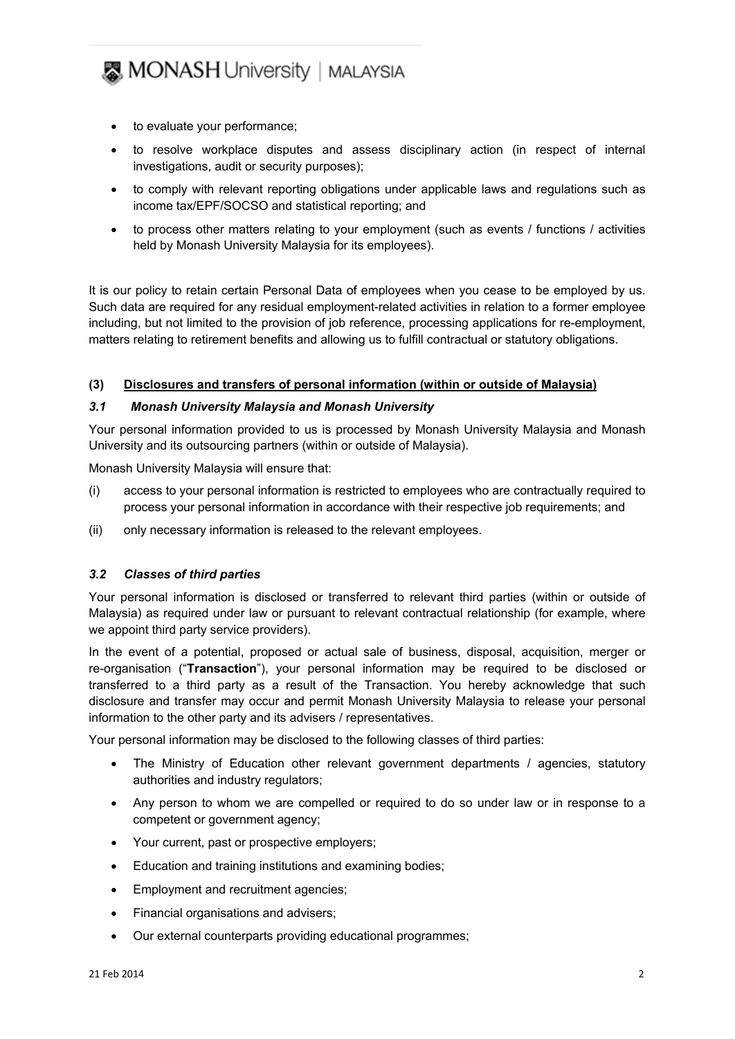- to evaluate your performance;
- to resolve workplace disputes and assess disciplinary action (in respect of internal investigations, audit or security purposes);
- to comply with relevant reporting obligations under applicable laws and regulations such as income tax/EPF/SOCSO and statistical reporting; and
- to process other matters relating to your employment (such as events / functions / activities held by Monash University Malaysia for its employees).

It is our policy to retain certain Personal Data of employees when you cease to be employed by us. Such data are required for any residual employment-related activities in relation to a former employee including, but not limited to the provision of job reference, processing applications for re-employment, matters relating to retirement benefits and allowing us to fulfill contractual or statutory obligations.

## (3) Disclosures and transfers of personal information (within or outside of Malaysia)

### *3.1 Monash University Malaysia and Monash University*

Your personal information provided to us is processed by Monash University Malaysia and Monash University and its outsourcing partners (within or outside of Malaysia).

Monash University Malaysia will ensure that:

(i) access to your personal information is restricted to employees who are contractually required to process your personal information in accordance with their respective job requirements; and

(ii) only necessary information is released to the relevant employees.

### *3.2 Classes of third parties*

Your personal information is disclosed or transferred to relevant third parties (within or outside of Malaysia) as required under law or pursuant to relevant contractual relationship (for example, where we appoint third party service providers).

In the event of a potential, proposed or actual sale of business, disposal, acquisition, merger or re-organisation ("**Transaction**"), your personal information may be required to be disclosed or transferred to a third party as a result of the Transaction. You hereby acknowledge that such disclosure and transfer may occur and permit Monash University Malaysia to release your personal information to the other party and its advisers / representatives.

Your personal information may be disclosed to the following classes of third parties:

- The Ministry of Education other relevant government departments / agencies, statutory authorities and industry regulators;
- Any person to whom we are compelled or required to do so under law or in response to a competent or government agency;
- Your current, past or prospective employers;
- Education and training institutions and examining bodies;
- Employment and recruitment agencies;
- Financial organisations and advisers;
- Our external counterparts providing educational programmes;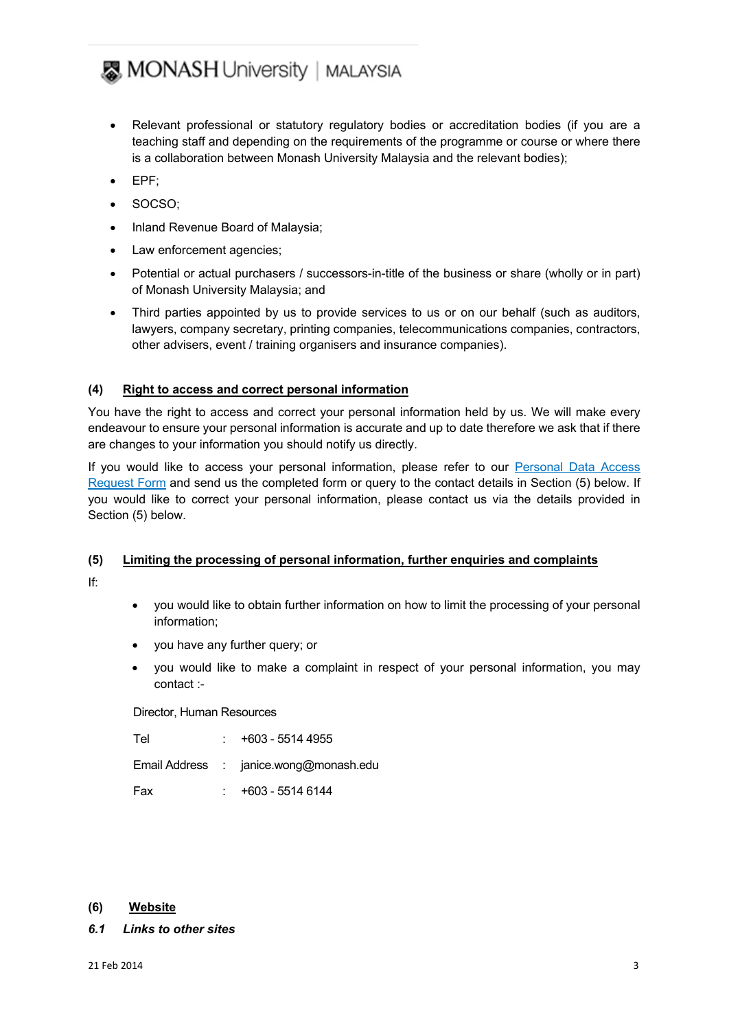- Relevant professional or statutory regulatory bodies or accreditation bodies (if you are a teaching staff and depending on the requirements of the programme or course or where there is a collaboration between Monash University Malaysia and the relevant bodies);
- EPF;
- SOCSO;
- Inland Revenue Board of Malaysia;
- Law enforcement agencies;
- Potential or actual purchasers / successors-in-title of the business or share (wholly or in part) of Monash University Malaysia; and
- Third parties appointed by us to provide services to us or on our behalf (such as auditors, lawyers, company secretary, printing companies, telecommunications companies, contractors, other advisers, event / training organisers and insurance companies).

**(4) Right to access and correct personal information**

You have the right to access and correct your personal information held by us. We will make every endeavour to ensure your personal information is accurate and up to date therefore we ask that if there are changes to your information you should notify us directly.

If you would like to access your personal information, please refer to our Personal Data Access Request Form and send us the completed form or query to the contact details in Section (5) below. If you would like to correct your personal information, please contact us via the details provided in Section (5) below.

**(5) Limiting the processing of personal information, further enquiries and complaints**

If:

- you would like to obtain further information on how to limit the processing of your personal information;
- you have any further query; or
- you would like to make a complaint in respect of your personal information, you may contact :-

Director, Human Resources

| | | |
|---|---|---|
| Tel | : | +603 - 5514 4955 |
| Email Address | : | janice.wong@monash.edu |
| Fax | : | +603 - 5514 6144 |

**(6) Website**

***6.1 Links to other sites***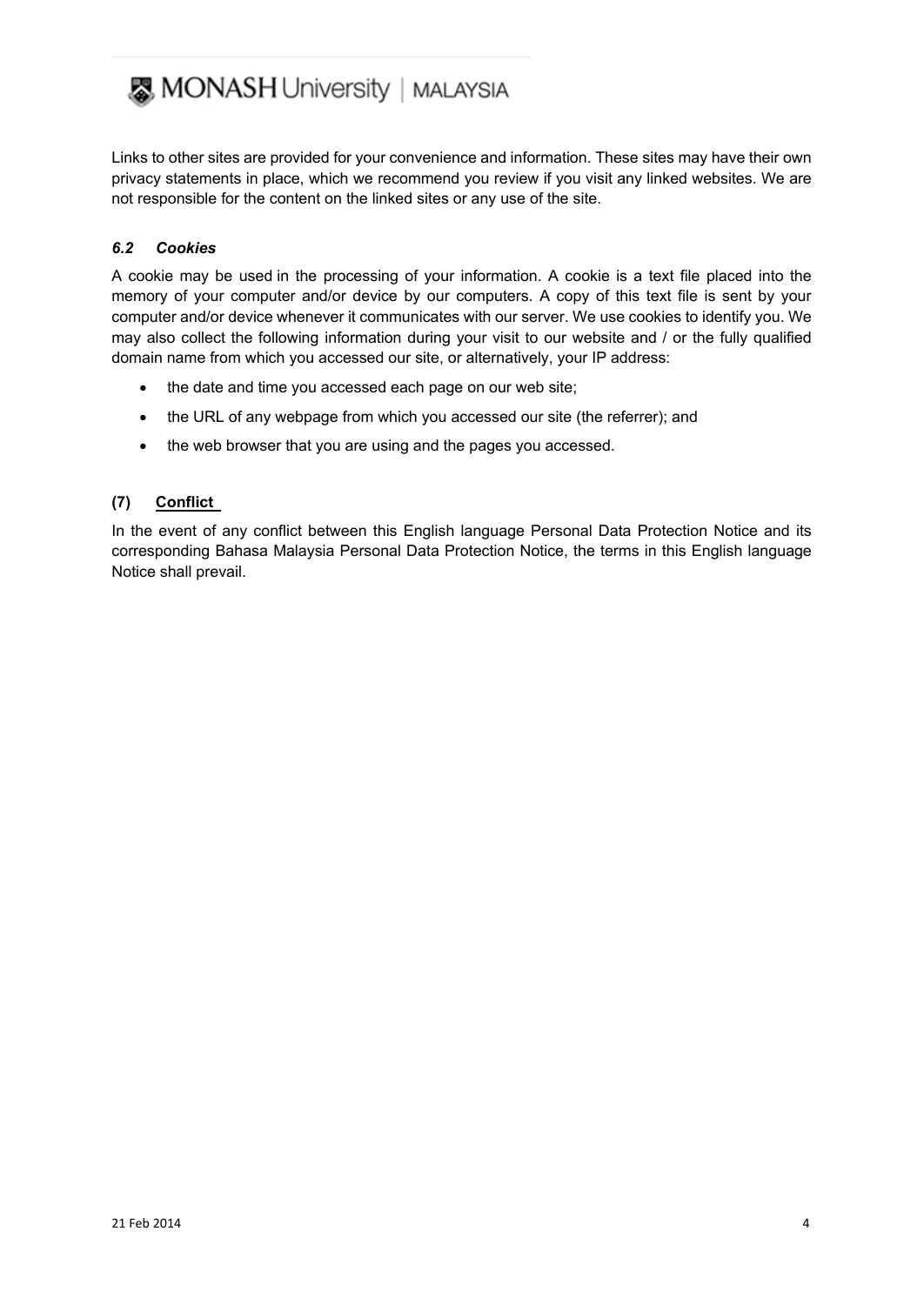Links to other sites are provided for your convenience and information. These sites may have their own privacy statements in place, which we recommend you review if you visit any linked websites. We are not responsible for the content on the linked sites or any use of the site.

### *6.2 Cookies*

A cookie may be used in the processing of your information. A cookie is a text file placed into the memory of your computer and/or device by our computers. A copy of this text file is sent by your computer and/or device whenever it communicates with our server. We use cookies to identify you. We may also collect the following information during your visit to our website and / or the fully qualified domain name from which you accessed our site, or alternatively, your IP address:

- the date and time you accessed each page on our web site;
- the URL of any webpage from which you accessed our site (the referrer); and
- the web browser that you are using and the pages you accessed.

## (7) Conflict

In the event of any conflict between this English language Personal Data Protection Notice and its corresponding Bahasa Malaysia Personal Data Protection Notice, the terms in this English language Notice shall prevail.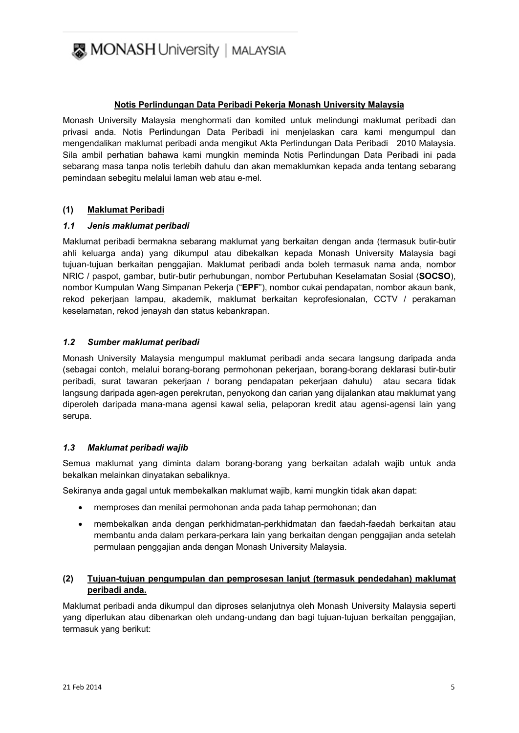**<u>Notis Perlindungan Data Peribadi Pekerja Monash University Malaysia</u>**

Monash University Malaysia menghormati dan komited untuk melindungi maklumat peribadi dan privasi anda. Notis Perlindungan Data Peribadi ini menjelaskan cara kami mengumpul dan mengendalikan maklumat peribadi anda mengikut Akta Perlindungan Data Peribadi 2010 Malaysia. Sila ambil perhatian bahawa kami mungkin meminda Notis Perlindungan Data Peribadi ini pada sebarang masa tanpa notis terlebih dahulu dan akan memaklumkan kepada anda tentang sebarang pemindaan sebegitu melalui laman web atau e-mel.

## (1) Maklumat Peribadi

### *1.1 Jenis maklumat peribadi*

Maklumat peribadi bermakna sebarang maklumat yang berkaitan dengan anda (termasuk butir-butir ahli keluarga anda) yang dikumpul atau dibekalkan kepada Monash University Malaysia bagi tujuan-tujuan berkaitan penggajian. Maklumat peribadi anda boleh termasuk nama anda, nombor NRIC / paspot, gambar, butir-butir perhubungan, nombor Pertubuhan Keselamatan Sosial (**SOCSO**), nombor Kumpulan Wang Simpanan Pekerja ("**EPF**"), nombor cukai pendapatan, nombor akaun bank, rekod pekerjaan lampau, akademik, maklumat berkaitan keprofesionalan, CCTV / perakaman keselamatan, rekod jenayah dan status kebankrapan.

### *1.2 Sumber maklumat peribadi*

Monash University Malaysia mengumpul maklumat peribadi anda secara langsung daripada anda (sebagai contoh, melalui borang-borang permohonan pekerjaan, borang-borang deklarasi butir-butir peribadi, surat tawaran pekerjaan / borang pendapatan pekerjaan dahulu) atau secara tidak langsung daripada agen-agen perekrutan, penyokong dan carian yang dijalankan atau maklumat yang diperoleh daripada mana-mana agensi kawal selia, pelaporan kredit atau agensi-agensi lain yang serupa.

### *1.3 Maklumat peribadi wajib*

Semua maklumat yang diminta dalam borang-borang yang berkaitan adalah wajib untuk anda bekalkan melainkan dinyatakan sebaliknya.

Sekiranya anda gagal untuk membekalkan maklumat wajib, kami mungkin tidak akan dapat:

- memproses dan menilai permohonan anda pada tahap permohonan; dan
- membekalkan anda dengan perkhidmatan-perkhidmatan dan faedah-faedah berkaitan atau membantu anda dalam perkara-perkara lain yang berkaitan dengan penggajian anda setelah permulaan penggajian anda dengan Monash University Malaysia.

## (2) Tujuan-tujuan pengumpulan dan pemprosesan lanjut (termasuk pendedahan) maklumat peribadi anda.

Maklumat peribadi anda dikumpul dan diproses selanjutnya oleh Monash University Malaysia seperti yang diperlukan atau dibenarkan oleh undang-undang dan bagi tujuan-tujuan berkaitan penggajian, termasuk yang berikut: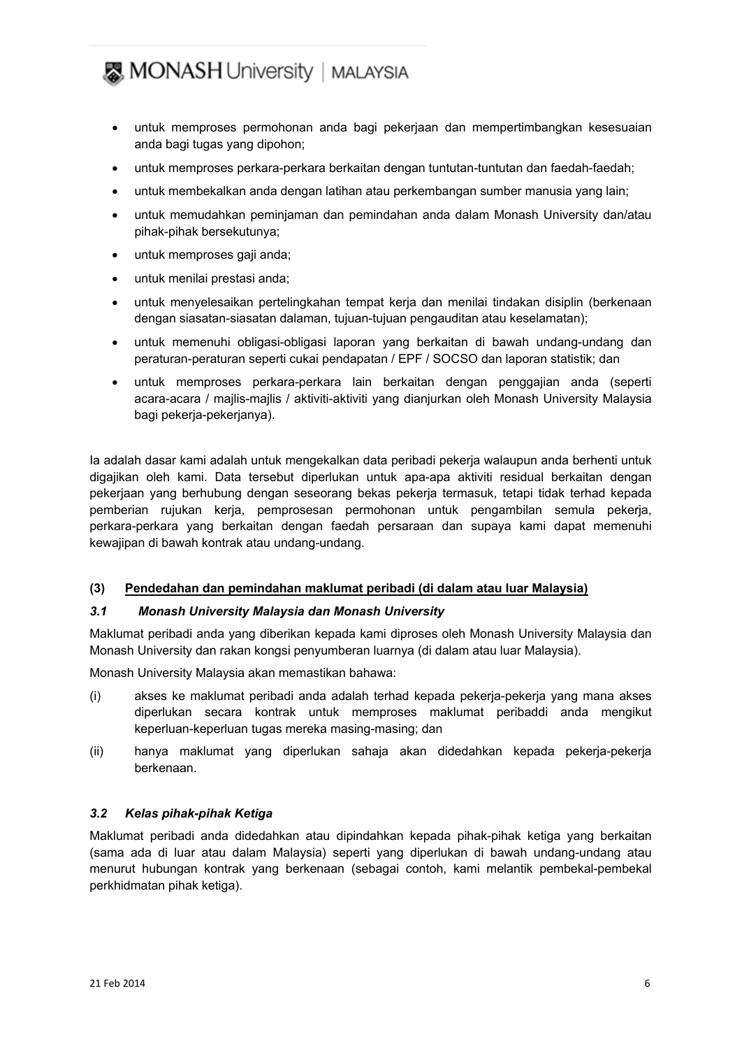- untuk memproses permohonan anda bagi pekerjaan dan mempertimbangkan kesesuaian anda bagi tugas yang dipohon;
- untuk memproses perkara-perkara berkaitan dengan tuntutan-tuntutan dan faedah-faedah;
- untuk membekalkan anda dengan latihan atau perkembangan sumber manusia yang lain;
- untuk memudahkan peminjaman dan pemindahan anda dalam Monash University dan/atau pihak-pihak bersekutunya;
- untuk memproses gaji anda;
- untuk menilai prestasi anda;
- untuk menyelesaikan pertelingkahan tempat kerja dan menilai tindakan disiplin (berkenaan dengan siasatan-siasatan dalaman, tujuan-tujuan pengauditan atau keselamatan);
- untuk memenuhi obligasi-obligasi laporan yang berkaitan di bawah undang-undang dan peraturan-peraturan seperti cukai pendapatan / EPF / SOCSO dan laporan statistik; dan
- untuk memproses perkara-perkara lain berkaitan dengan penggajian anda (seperti acara-acara / majlis-majlis / aktiviti-aktiviti yang dianjurkan oleh Monash University Malaysia bagi pekerja-pekerjanya).

Ia adalah dasar kami adalah untuk mengekalkan data peribadi pekerja walaupun anda berhenti untuk digajikan oleh kami. Data tersebut diperlukan untuk apa-apa aktiviti residual berkaitan dengan pekerjaan yang berhubung dengan seseorang bekas pekerja termasuk, tetapi tidak terhad kepada pemberian rujukan kerja, pemprosesan permohonan untuk pengambilan semula pekerja, perkara-perkara yang berkaitan dengan faedah persaraan dan supaya kami dapat memenuhi kewajipan di bawah kontrak atau undang-undang.

## (3) Pendedahan dan pemindahan maklumat peribadi (di dalam atau luar Malaysia)

### *3.1 Monash University Malaysia dan Monash University*

Maklumat peribadi anda yang diberikan kepada kami diproses oleh Monash University Malaysia dan Monash University dan rakan kongsi penyumberan luarnya (di dalam atau luar Malaysia).

Monash University Malaysia akan memastikan bahawa:

(i) akses ke maklumat peribadi anda adalah terhad kepada pekerja-pekerja yang mana akses diperlukan secara kontrak untuk memproses maklumat peribaddi anda mengikut keperluan-keperluan tugas mereka masing-masing; dan

(ii) hanya maklumat yang diperlukan sahaja akan didedahkan kepada pekerja-pekerja berkenaan.

### *3.2 Kelas pihak-pihak Ketiga*

Maklumat peribadi anda didedahkan atau dipindahkan kepada pihak-pihak ketiga yang berkaitan (sama ada di luar atau dalam Malaysia) seperti yang diperlukan di bawah undang-undang atau menurut hubungan kontrak yang berkenaan (sebagai contoh, kami melantik pembekal-pembekal perkhidmatan pihak ketiga).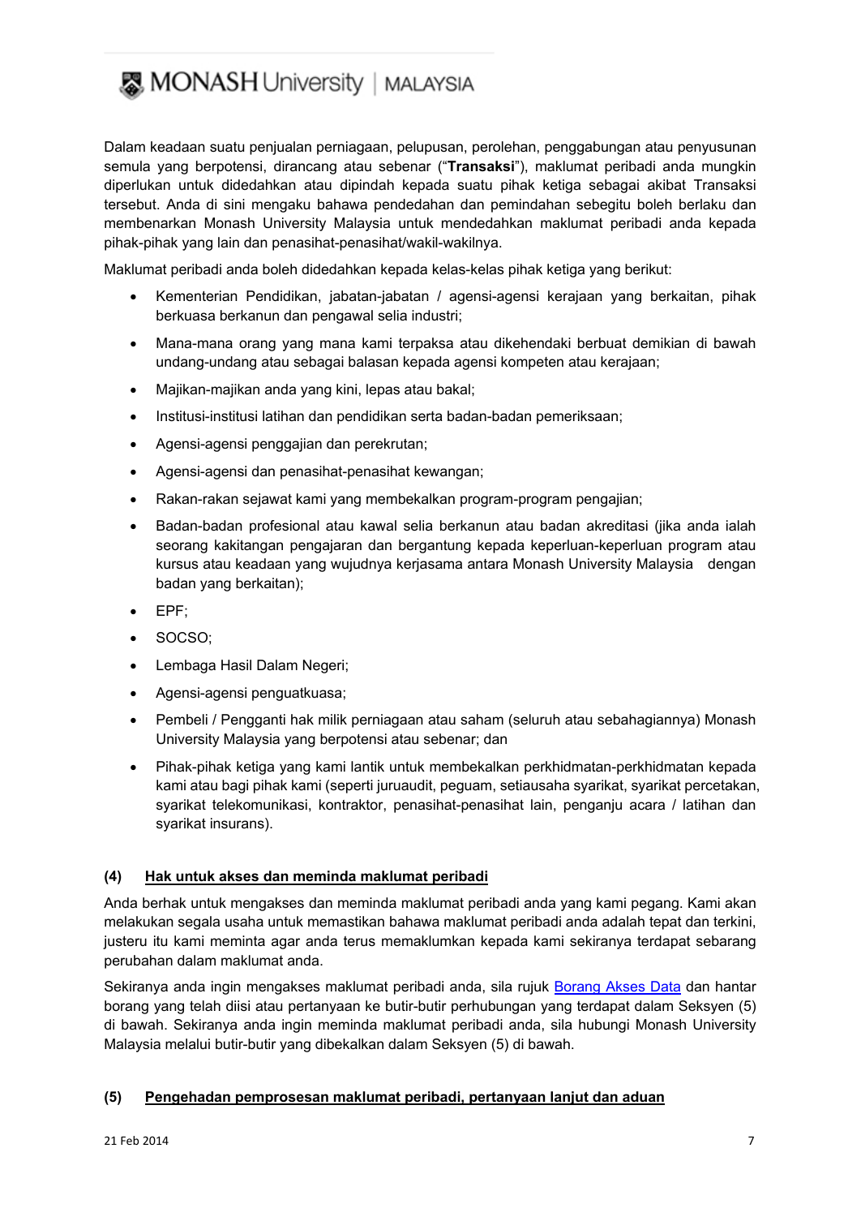Dalam keadaan suatu penjualan perniagaan, pelupusan, perolehan, penggabungan atau penyusunan semula yang berpotensi, dirancang atau sebenar ("**Transaksi**"), maklumat peribadi anda mungkin diperlukan untuk didedahkan atau dipindah kepada suatu pihak ketiga sebagai akibat Transaksi tersebut. Anda di sini mengaku bahawa pendedahan dan pemindahan sebegitu boleh berlaku dan membenarkan Monash University Malaysia untuk mendedahkan maklumat peribadi anda kepada pihak-pihak yang lain dan penasihat-penasihat/wakil-wakilnya.

Maklumat peribadi anda boleh didedahkan kepada kelas-kelas pihak ketiga yang berikut:

- Kementerian Pendidikan, jabatan-jabatan / agensi-agensi kerajaan yang berkaitan, pihak berkuasa berkanun dan pengawal selia industri;
- Mana-mana orang yang mana kami terpaksa atau dikehendaki berbuat demikian di bawah undang-undang atau sebagai balasan kepada agensi kompeten atau kerajaan;
- Majikan-majikan anda yang kini, lepas atau bakal;
- Institusi-institusi latihan dan pendidikan serta badan-badan pemeriksaan;
- Agensi-agensi penggajian dan perekrutan;
- Agensi-agensi dan penasihat-penasihat kewangan;
- Rakan-rakan sejawat kami yang membekalkan program-program pengajian;
- Badan-badan profesional atau kawal selia berkanun atau badan akreditasi (jika anda ialah seorang kakitangan pengajaran dan bergantung kepada keperluan-keperluan program atau kursus atau keadaan yang wujudnya kerjasama antara Monash University Malaysia dengan badan yang berkaitan);
- EPF;
- SOCSO;
- Lembaga Hasil Dalam Negeri;
- Agensi-agensi penguatkuasa;
- Pembeli / Pengganti hak milik perniagaan atau saham (seluruh atau sebahagiannya) Monash University Malaysia yang berpotensi atau sebenar; dan
- Pihak-pihak ketiga yang kami lantik untuk membekalkan perkhidmatan-perkhidmatan kepada kami atau bagi pihak kami (seperti juruaudit, peguam, setiausaha syarikat, syarikat percetakan, syarikat telekomunikasi, kontraktor, penasihat-penasihat lain, penganju acara / latihan dan syarikat insurans).

### (4) <u>Hak untuk akses dan meminda maklumat peribadi</u>

Anda berhak untuk mengakses dan meminda maklumat peribadi anda yang kami pegang. Kami akan melakukan segala usaha untuk memastikan bahawa maklumat peribadi anda adalah tepat dan terkini, justeru itu kami meminta agar anda terus memaklumkan kepada kami sekiranya terdapat sebarang perubahan dalam maklumat anda.

Sekiranya anda ingin mengakses maklumat peribadi anda, sila rujuk <u>Borang Akses Data</u> dan hantar borang yang telah diisi atau pertanyaan ke butir-butir perhubungan yang terdapat dalam Seksyen (5) di bawah. Sekiranya anda ingin meminda maklumat peribadi anda, sila hubungi Monash University Malaysia melalui butir-butir yang dibekalkan dalam Seksyen (5) di bawah.

### (5) <u>Pengehadan pemprosesan maklumat peribadi, pertanyaan lanjut dan aduan</u>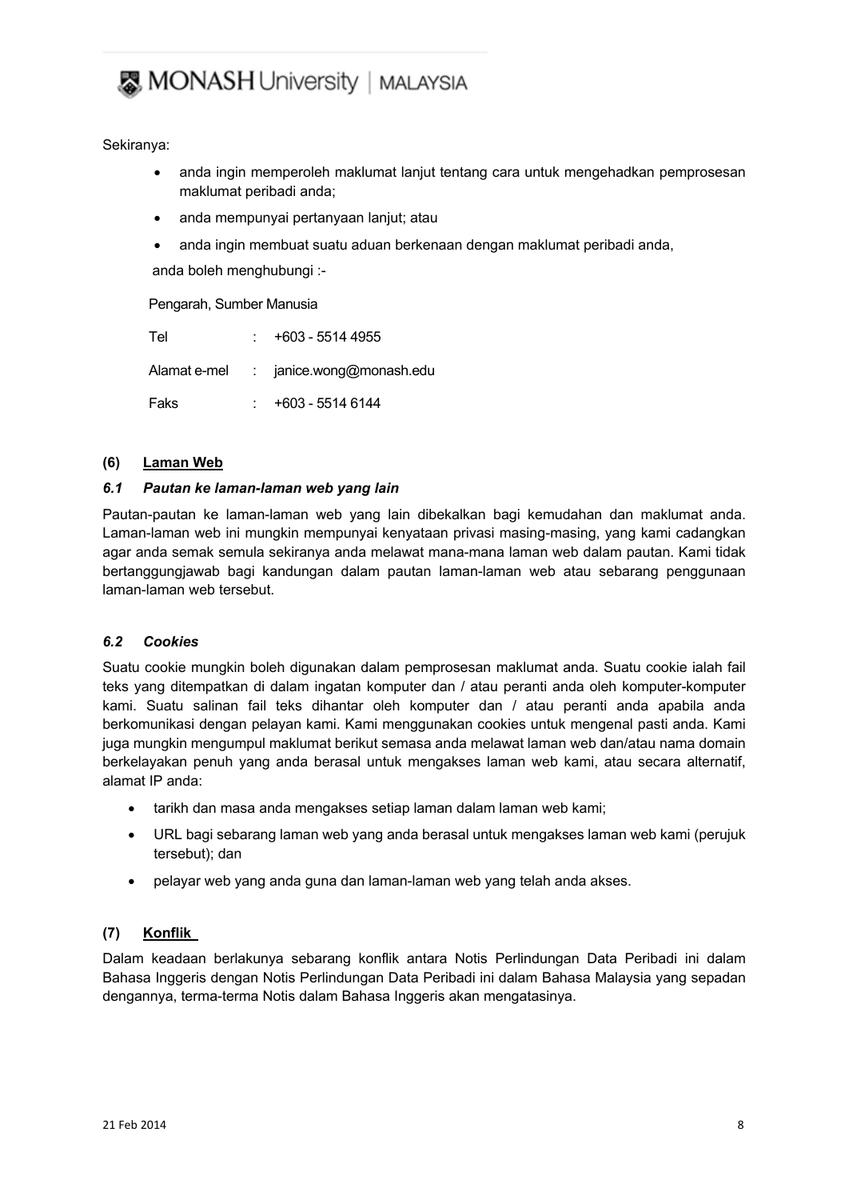Sekiranya:

- anda ingin memperoleh maklumat lanjut tentang cara untuk mengehadkan pemprosesan maklumat peribadi anda;
- anda mempunyai pertanyaan lanjut; atau
- anda ingin membuat suatu aduan berkenaan dengan maklumat peribadi anda,

anda boleh menghubungi :-

Pengarah, Sumber Manusia

| | | |
|---|---|---|
| Tel | : | +603 - 5514 4955 |
| Alamat e-mel | : | janice.wong@monash.edu |
| Faks | : | +603 - 5514 6144 |

## (6) Laman Web

### *6.1 Pautan ke laman-laman web yang lain*

Pautan-pautan ke laman-laman web yang lain dibekalkan bagi kemudahan dan maklumat anda. Laman-laman web ini mungkin mempunyai kenyataan privasi masing-masing, yang kami cadangkan agar anda semak semula sekiranya anda melawat mana-mana laman web dalam pautan. Kami tidak bertanggungjawab bagi kandungan dalam pautan laman-laman web atau sebarang penggunaan laman-laman web tersebut.

### *6.2 Cookies*

Suatu cookie mungkin boleh digunakan dalam pemprosesan maklumat anda. Suatu cookie ialah fail teks yang ditempatkan di dalam ingatan komputer dan / atau peranti anda oleh komputer-komputer kami. Suatu salinan fail teks dihantar oleh komputer dan / atau peranti anda apabila anda berkomunikasi dengan pelayan kami. Kami menggunakan cookies untuk mengenal pasti anda. Kami juga mungkin mengumpul maklumat berikut semasa anda melawat laman web dan/atau nama domain berkelayakan penuh yang anda berasal untuk mengakses laman web kami, atau secara alternatif, alamat IP anda:

- tarikh dan masa anda mengakses setiap laman dalam laman web kami;
- URL bagi sebarang laman web yang anda berasal untuk mengakses laman web kami (perujuk tersebut); dan
- pelayar web yang anda guna dan laman-laman web yang telah anda akses.

## (7) Konflik

Dalam keadaan berlakunya sebarang konflik antara Notis Perlindungan Data Peribadi ini dalam Bahasa Inggeris dengan Notis Perlindungan Data Peribadi ini dalam Bahasa Malaysia yang sepadan dengannya, terma-terma Notis dalam Bahasa Inggeris akan mengatasinya.